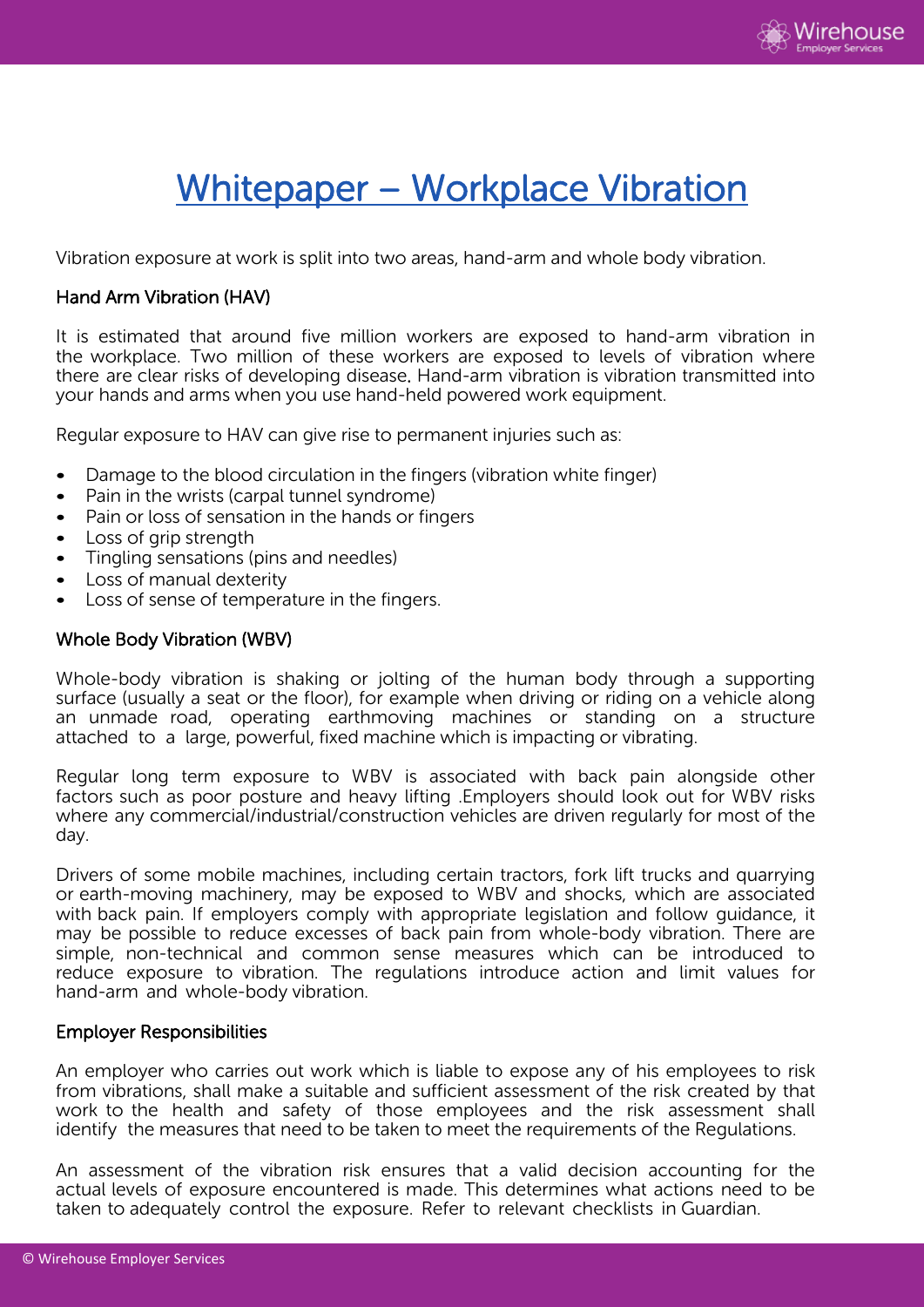# Whitepaper – Workplace Vibration

Vibration exposure at work is split into two areas, hand-arm and whole body vibration.

## Hand Arm Vibration (HAV)

It is estimated that around five million workers are exposed to hand-arm vibration in the workplace. Two million of these workers are exposed to levels of vibration where there are clear risks of developing disease. Hand-arm vibration is vibration transmitted into your hands and arms when you use hand-held powered work equipment.

Regular exposure to HAV can give rise to permanent injuries such as:

- Damage to the blood circulation in the fingers (vibration white finger)
- Pain in the wrists (carpal tunnel syndrome)
- Pain or loss of sensation in the hands or fingers
- Loss of grip strength
- Tingling sensations (pins and needles)
- Loss of manual dexterity
- Loss of sense of temperature in the fingers.

## Whole Body Vibration (WBV)

Whole-body vibration is shaking or jolting of the human body through a supporting surface (usually a seat or the floor), for example when driving or riding on a vehicle along an unmade road, operating earthmoving machines or standing on a structure attached to a large, powerful, fixed machine which is impacting or vibrating.

Regular long term exposure to WBV is associated with back pain alongside other factors such as poor posture and heavy lifting .Employers should look out for WBV risks where any commercial/industrial/construction vehicles are driven regularly for most of the day.

Drivers of some mobile machines, including certain tractors, fork lift trucks and quarrying or earth-moving machinery, may be exposed to WBV and shocks, which are associated with back pain. If employers comply with appropriate legislation and follow guidance, it may be possible to reduce excesses of back pain from whole-body vibration. There are simple, non-technical and common sense measures which can be introduced to reduce exposure to vibration. The regulations introduce action and limit values for hand-arm and whole-body vibration.

## Employer Responsibilities

An employer who carries out work which is liable to expose any of his employees to risk from vibrations, shall make a suitable and sufficient assessment of the risk created by that work to the health and safety of those employees and the risk assessment shall identify the measures that need to be taken to meet the requirements of the Regulations.

An assessment of the vibration risk ensures that a valid decision accounting for the actual levels of exposure encountered is made. This determines what actions need to be taken to adequately control the exposure. Refer to relevant checklists in Guardian.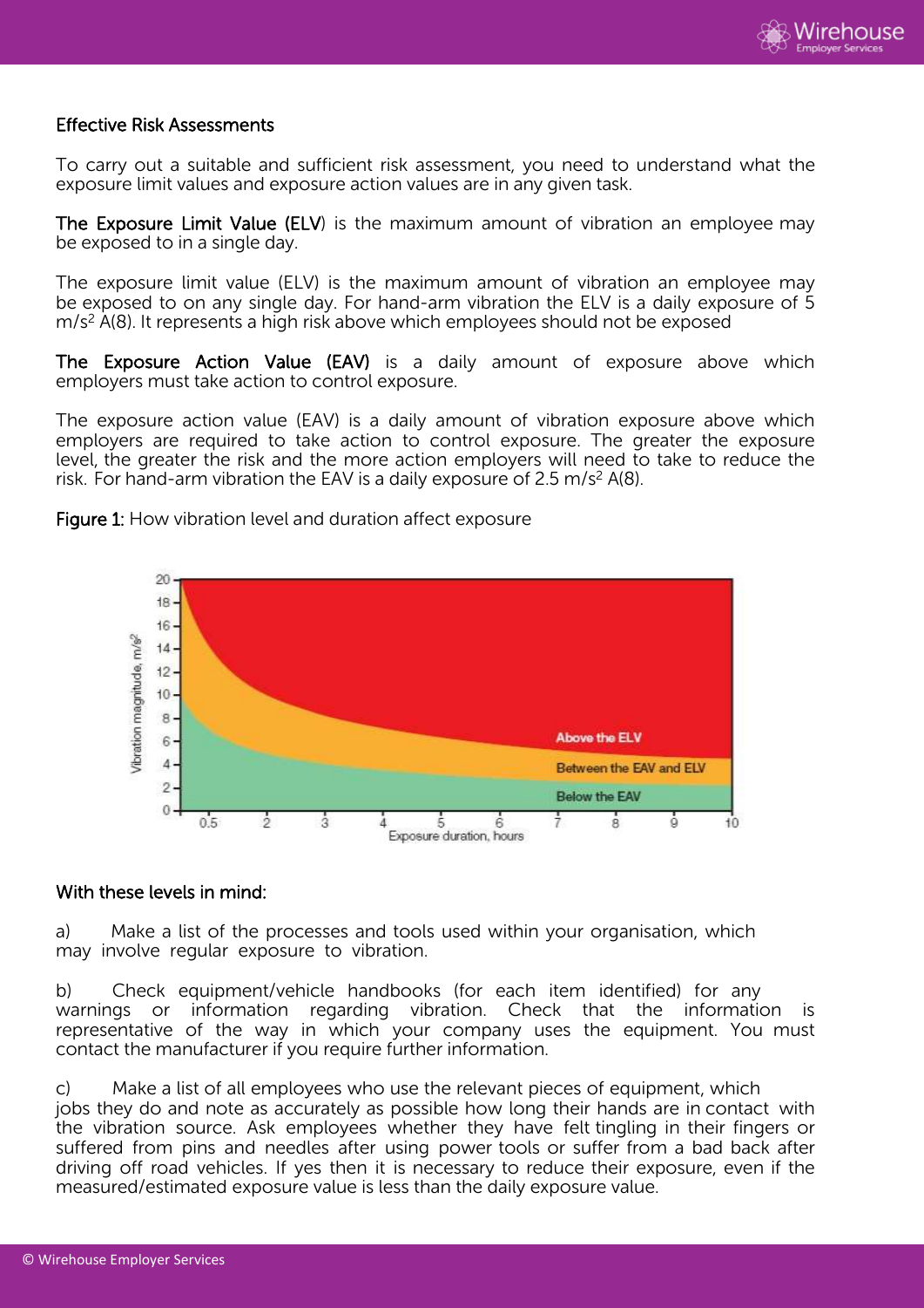## Effective Risk Assessments

To carry out a suitable and sufficient risk assessment, you need to understand what the exposure limit values and exposure action values are in any given task.

**The Exposure Limit Value (ELV)** is the maximum amount of vibration an employee may be exposed to in a single day.

The exposure limit value (ELV) is the maximum amount of vibration an employee may be exposed to on any single day. For hand-arm vibration the ELV is a daily exposure of 5 $m/s^2$ A(8). It represents a high risk above which employees should not be exposed

**The Exposure Action Value (EAV)** is a daily amount of exposure above which employers must take action to control exposure.

The exposure action value (EAV) is a daily amount of vibration exposure above which employers are required to take action to control exposure. The greater the exposure level, the greater the risk and the more action employers will need to take to reduce the risk. For hand-arm vibration the EAV is a daily exposure of 2.5 $m/s^2$ A(8).

**Figure 1:** How vibration level and duration affect exposure

## With these levels in mind:

a) Make a list of the processes and tools used within your organisation, which may involve regular exposure to vibration.

b) Check equipment/vehicle handbooks (for each item identified) for any warnings or information regarding vibration. Check that the information is representative of the way in which your company uses the equipment. You must contact the manufacturer if you require further information.

c) Make a list of all employees who use the relevant pieces of equipment, which jobs they do and note as accurately as possible how long their hands are in contact with the vibration source. Ask employees whether they have felt tingling in their fingers or suffered from pins and needles after using power tools or suffer from a bad back after driving off road vehicles. If yes then it is necessary to reduce their exposure, even if the measured/estimated exposure value is less than the daily exposure value.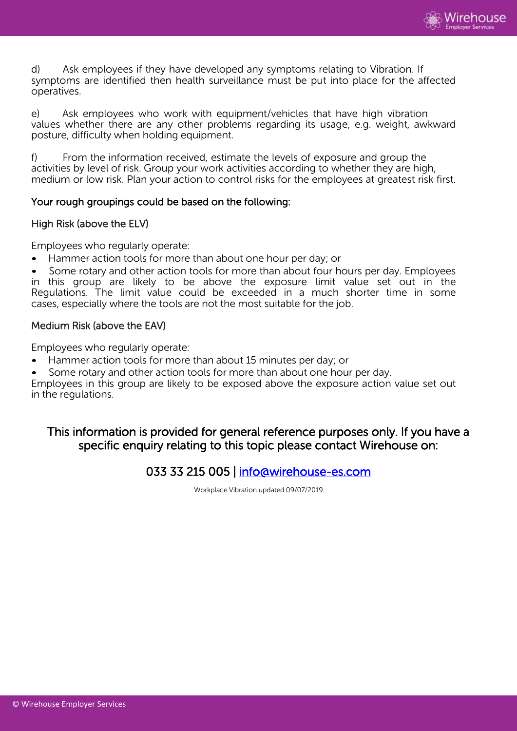d) Ask employees if they have developed any symptoms relating to Vibration. If symptoms are identified then health surveillance must be put into place for the affected operatives.

e) Ask employees who work with equipment/vehicles that have high vibration values whether there are any other problems regarding its usage, e.g. weight, awkward posture, difficulty when holding equipment.

f) From the information received, estimate the levels of exposure and group the activities by level of risk. Group your work activities according to whether they are high, medium or low risk. Plan your action to control risks for the employees at greatest risk first.

### Your rough groupings could be based on the following:

#### High Risk (above the ELV)

Employees who regularly operate:

- Hammer action tools for more than about one hour per day; or
- Some rotary and other action tools for more than about four hours per day. Employees in this group are likely to be above the exposure limit value set out in the Regulations. The limit value could be exceeded in a much shorter time in some cases, especially where the tools are not the most suitable for the job.

#### Medium Risk (above the EAV)

Employees who regularly operate:

- Hammer action tools for more than about 15 minutes per day; or
- Some rotary and other action tools for more than about one hour per day.

Employees in this group are likely to be exposed above the exposure action value set out in the regulations.

**This information is provided for general reference purposes only. If you have a specific enquiry relating to this topic please contact Wirehouse on:**

**033 33 215 005 | info@wirehouse-es.com**

Workplace Vibration updated 09/07/2019